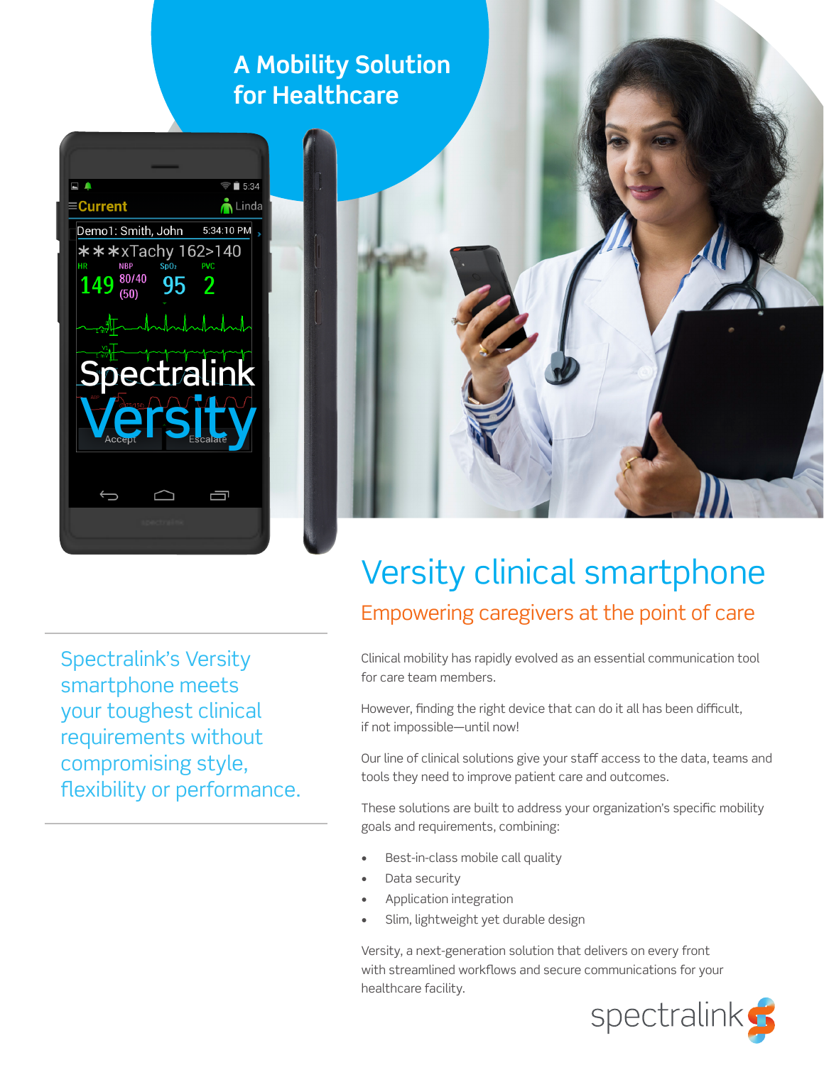# A Mobility Solution for Healthcare

## Versity clinical smartphone

### Empowering caregivers at the point of care

Spectralink's Versity smartphone meets your toughest clinical requirements without compromising style, flexibility or performance.

Clinical mobility has rapidly evolved as an essential communication tool for care team members.

However, finding the right device that can do it all has been difficult, if not impossible—until now!

Our line of clinical solutions give your staff access to the data, teams and tools they need to improve patient care and outcomes.

These solutions are built to address your organization's specific mobility goals and requirements, combining:

- Best-in-class mobile call quality
- Data security
- Application integration
- Slim, lightweight yet durable design

Versity, a next-generation solution that delivers on every front with streamlined workflows and secure communications for your healthcare facility.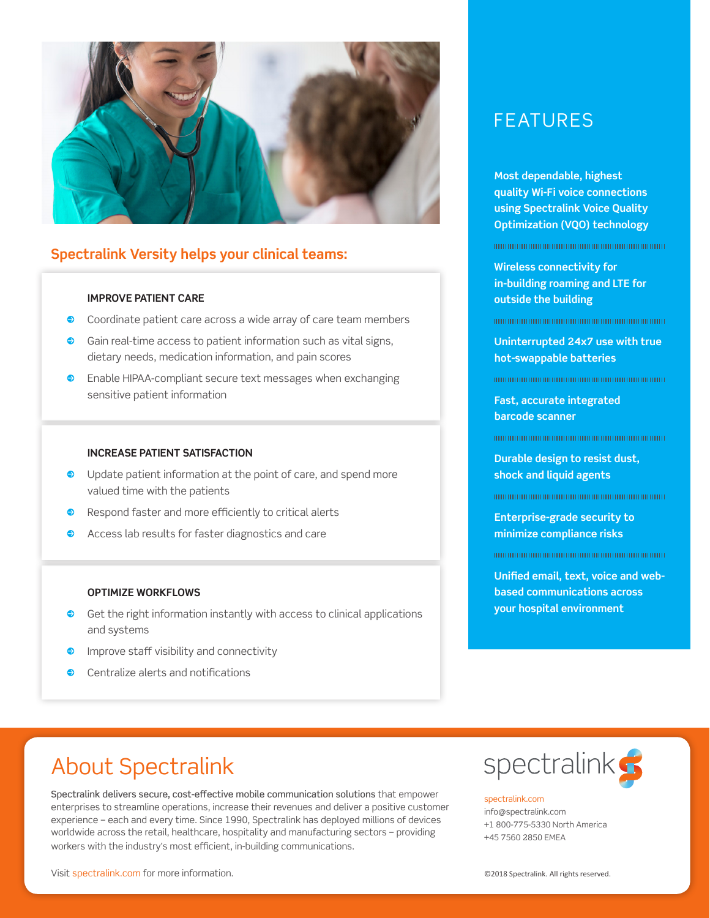## Spectralink Versity helps your clinical teams:

### IMPROVE PATIENT CARE

- Coordinate patient care across a wide array of care team members
- Gain real-time access to patient information such as vital signs, dietary needs, medication information, and pain scores
- Enable HIPAA-compliant secure text messages when exchanging sensitive patient information

### INCREASE PATIENT SATISFACTION

- Update patient information at the point of care, and spend more valued time with the patients
- Respond faster and more efficiently to critical alerts
- Access lab results for faster diagnostics and care

### OPTIMIZE WORKFLOWS

- Get the right information instantly with access to clinical applications and systems
- Improve staff visibility and connectivity
- Centralize alerts and notifications

## FEATURES

**Most dependable, highest quality Wi-Fi voice connections using Spectralink Voice Quality Optimization (VQO) technology**

**Wireless connectivity for in-building roaming and LTE for outside the building**

**Uninterrupted 24x7 use with true hot-swappable batteries**

**Fast, accurate integrated barcode scanner**

**Durable design to resist dust, shock and liquid agents**

**Enterprise-grade security to minimize compliance risks**

**Unified email, text, voice and web-based communications across your hospital environment**

## About Spectralink

**Spectralink delivers secure, cost-effective mobile communication solutions** that empower enterprises to streamline operations, increase their revenues and deliver a positive customer experience – each and every time. Since 1990, Spectralink has deployed millions of devices worldwide across the retail, healthcare, hospitality and manufacturing sectors – providing workers with the industry's most efficient, in-building communications.

Visit spectralink.com for more information.

spectralink

spectralink.com
info@spectralink.com
+1 800-775-5330 North America
+45 7560 2850 EMEA

©2018 Spectralink. All rights reserved.